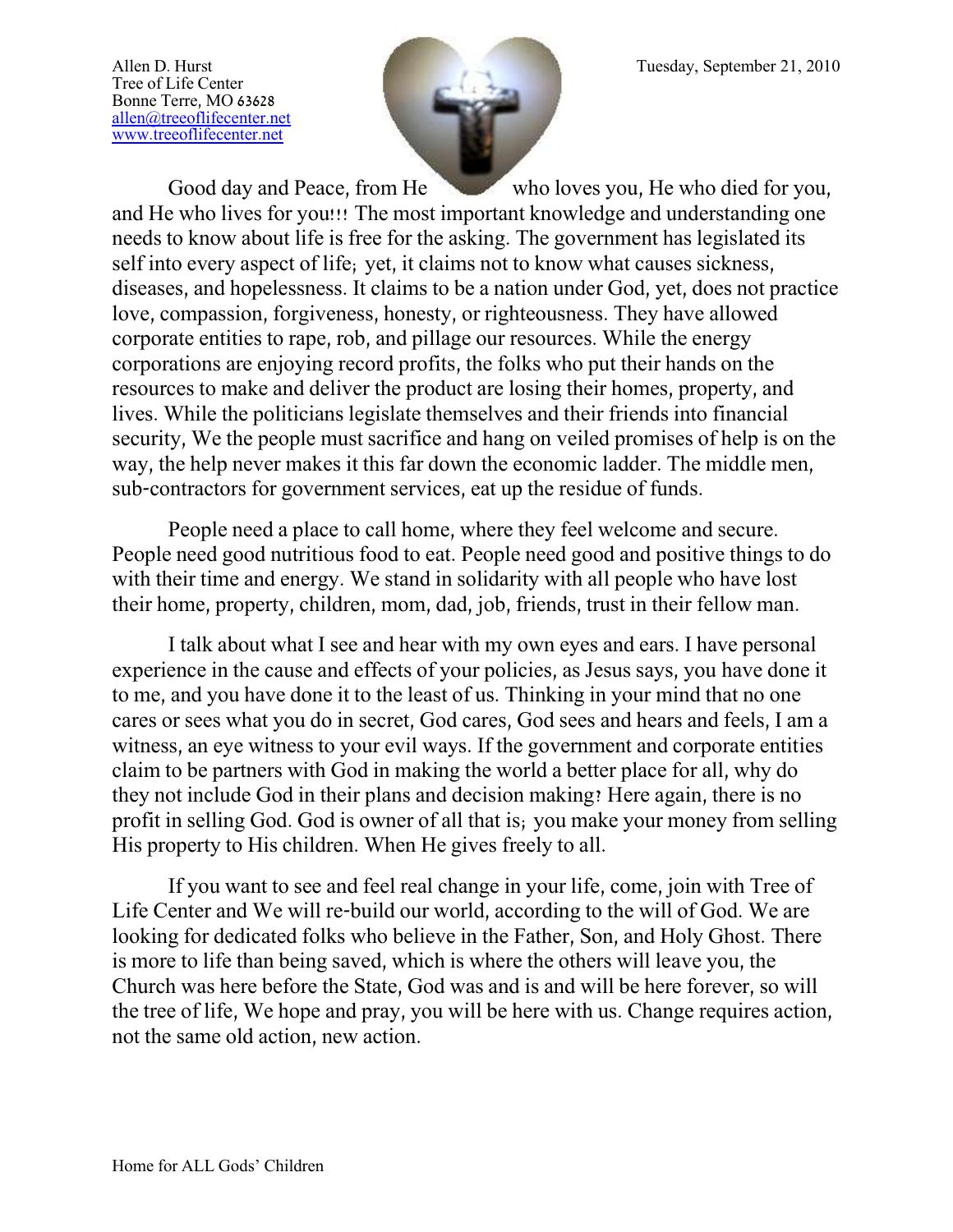Allen D. Hurst
Tree of Life Center
Bonne Terre, MO 63628
allen@treeoflifecenter.net
www.treeoflifecenter.net

Tuesday, September 21, 2010

Good day and Peace, from He who loves you, He who died for you, and He who lives for you!!! The most important knowledge and understanding one needs to know about life is free for the asking. The government has legislated its self into every aspect of life; yet, it claims not to know what causes sickness, diseases, and hopelessness. It claims to be a nation under God, yet, does not practice love, compassion, forgiveness, honesty, or righteousness. They have allowed corporate entities to rape, rob, and pillage our resources. While the energy corporations are enjoying record profits, the folks who put their hands on the resources to make and deliver the product are losing their homes, property, and lives. While the politicians legislate themselves and their friends into financial security, We the people must sacrifice and hang on veiled promises of help is on the way, the help never makes it this far down the economic ladder. The middle men, sub-contractors for government services, eat up the residue of funds.

People need a place to call home, where they feel welcome and secure. People need good nutritious food to eat. People need good and positive things to do with their time and energy. We stand in solidarity with all people who have lost their home, property, children, mom, dad, job, friends, trust in their fellow man.

I talk about what I see and hear with my own eyes and ears. I have personal experience in the cause and effects of your policies, as Jesus says, you have done it to me, and you have done it to the least of us. Thinking in your mind that no one cares or sees what you do in secret, God cares, God sees and hears and feels, I am a witness, an eye witness to your evil ways. If the government and corporate entities claim to be partners with God in making the world a better place for all, why do they not include God in their plans and decision making? Here again, there is no profit in selling God. God is owner of all that is; you make your money from selling His property to His children. When He gives freely to all.

If you want to see and feel real change in your life, come, join with Tree of Life Center and We will re-build our world, according to the will of God. We are looking for dedicated folks who believe in the Father, Son, and Holy Ghost. There is more to life than being saved, which is where the others will leave you, the Church was here before the State, God was and is and will be here forever, so will the tree of life, We hope and pray, you will be here with us. Change requires action, not the same old action, new action.

Home for ALL Gods' Children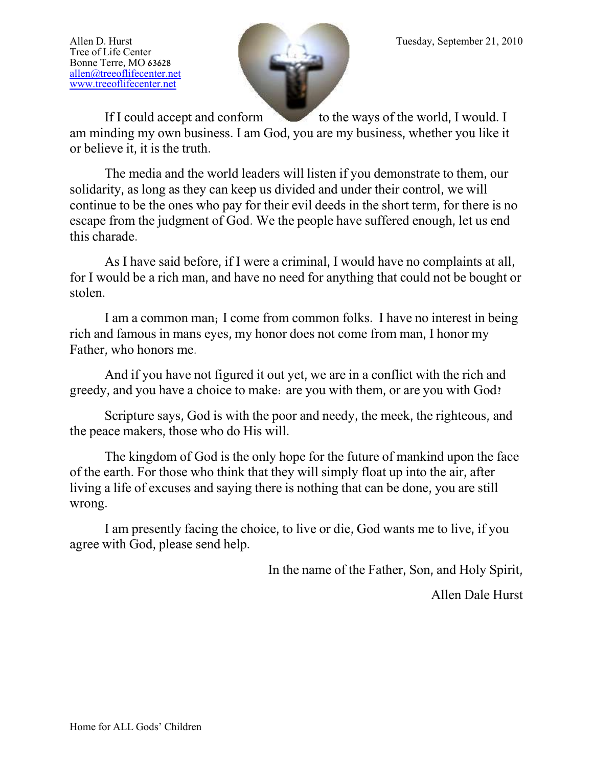Allen D. Hurst
Tree of Life Center
Bonne Terre, MO 63628
allen@treeoflifecenter.net
www.treeoflifecenter.net

Tuesday, September 21, 2010

If I could accept and conform to the ways of the world, I would. I am minding my own business. I am God, you are my business, whether you like it or believe it, it is the truth.

The media and the world leaders will listen if you demonstrate to them, our solidarity, as long as they can keep us divided and under their control, we will continue to be the ones who pay for their evil deeds in the short term, for there is no escape from the judgment of God. We the people have suffered enough, let us end this charade.

As I have said before, if I were a criminal, I would have no complaints at all, for I would be a rich man, and have no need for anything that could not be bought or stolen.

I am a common man; I come from common folks. I have no interest in being rich and famous in mans eyes, my honor does not come from man, I honor my Father, who honors me.

And if you have not figured it out yet, we are in a conflict with the rich and greedy, and you have a choice to make: are you with them, or are you with God?

Scripture says, God is with the poor and needy, the meek, the righteous, and the peace makers, those who do His will.

The kingdom of God is the only hope for the future of mankind upon the face of the earth. For those who think that they will simply float up into the air, after living a life of excuses and saying there is nothing that can be done, you are still wrong.

I am presently facing the choice, to live or die, God wants me to live, if you agree with God, please send help.

In the name of the Father, Son, and Holy Spirit,

Allen Dale Hurst

Home for ALL Gods' Children